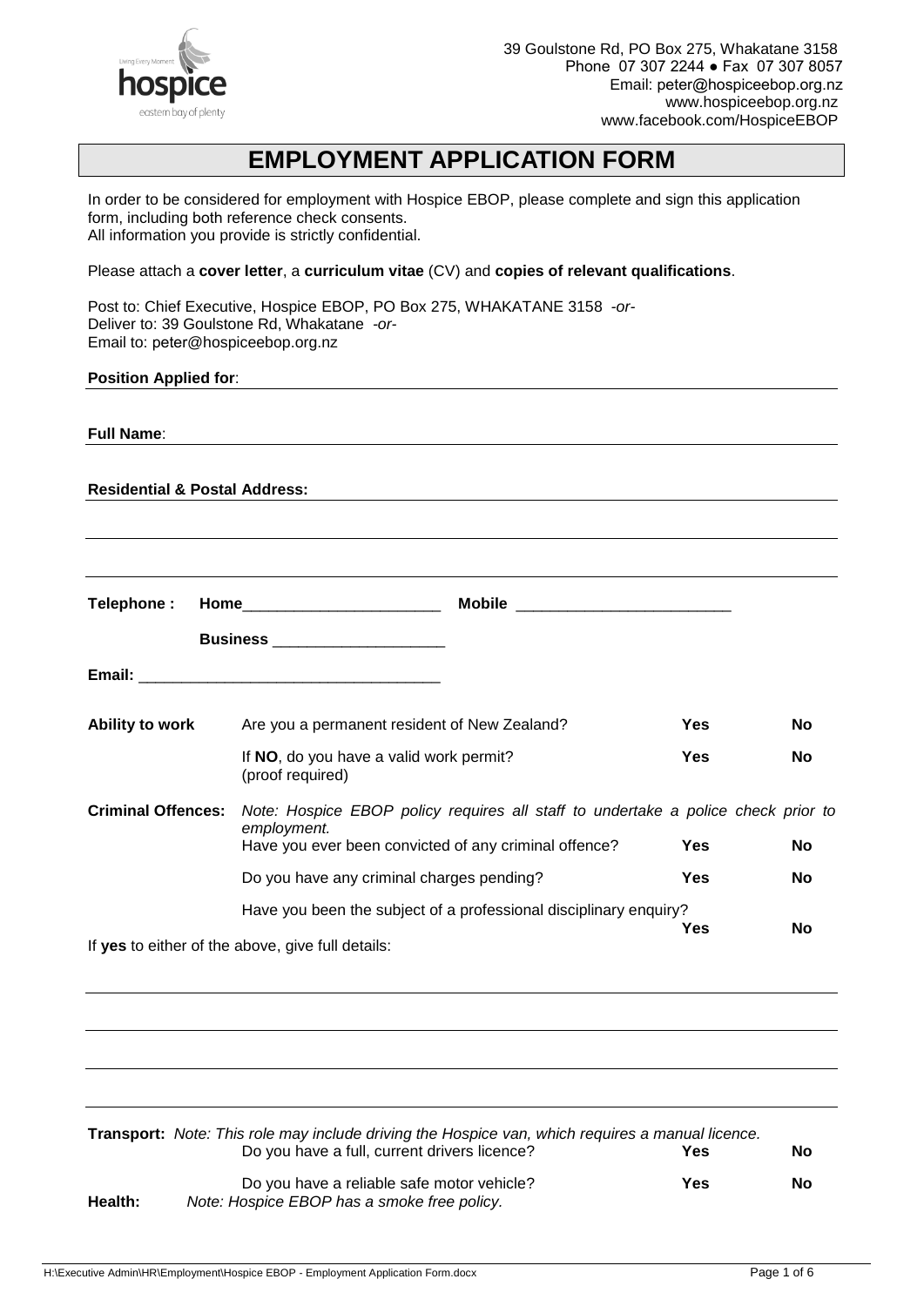39 Goulstone Rd, PO Box 275, Whakatane 3158
Phone 07 307 2244 ● Fax 07 307 8057
Email: peter@hospiceebop.org.nz
www.hospiceebop.org.nz
www.facebook.com/HospiceEBOP

# EMPLOYMENT APPLICATION FORM

In order to be considered for employment with Hospice EBOP, please complete and sign this application form, including both reference check consents.
All information you provide is strictly confidential.

Please attach a **cover letter**, a **curriculum vitae** (CV) and **copies of relevant qualifications**.

Post to: Chief Executive, Hospice EBOP, PO Box 275, WHAKATANE 3158 *-or-*
Deliver to: 39 Goulstone Rd, Whakatane *-or-*
Email to: peter@hospiceebop.org.nz

**Position Applied for**: ______________________________

**Full Name**: ______________________________

**Residential & Postal Address:** ______________________________

______________________________

______________________________

**Telephone :** **Home**_______________________ **Mobile** _________________________

**Business** ____________________

**Email:** ___________________________________

| | | | |
|---|---|---|---|
| **Ability to work** | Are you a permanent resident of New Zealand? | **Yes** | **No** |
| | If **NO**, do you have a valid work permit? (proof required) | **Yes** | **No** |
| **Criminal Offences:** | *Note: Hospice EBOP policy requires all staff to undertake a police check prior to employment.* | | |
| | Have you ever been convicted of any criminal offence? | **Yes** | **No** |
| | Do you have any criminal charges pending? | **Yes** | **No** |
| | Have you been the subject of a professional disciplinary enquiry? | **Yes** | **No** |

If **yes** to either of the above, give full details:

______________________________

______________________________

______________________________

______________________________

**Transport:** *Note: This role may include driving the Hospice van, which requires a manual licence.*

| | | | |
|---|---|---|---|
| | Do you have a full, current drivers licence? | **Yes** | **No** |
| | Do you have a reliable safe motor vehicle? | **Yes** | **No** |

**Health:** *Note: Hospice EBOP has a smoke free policy.*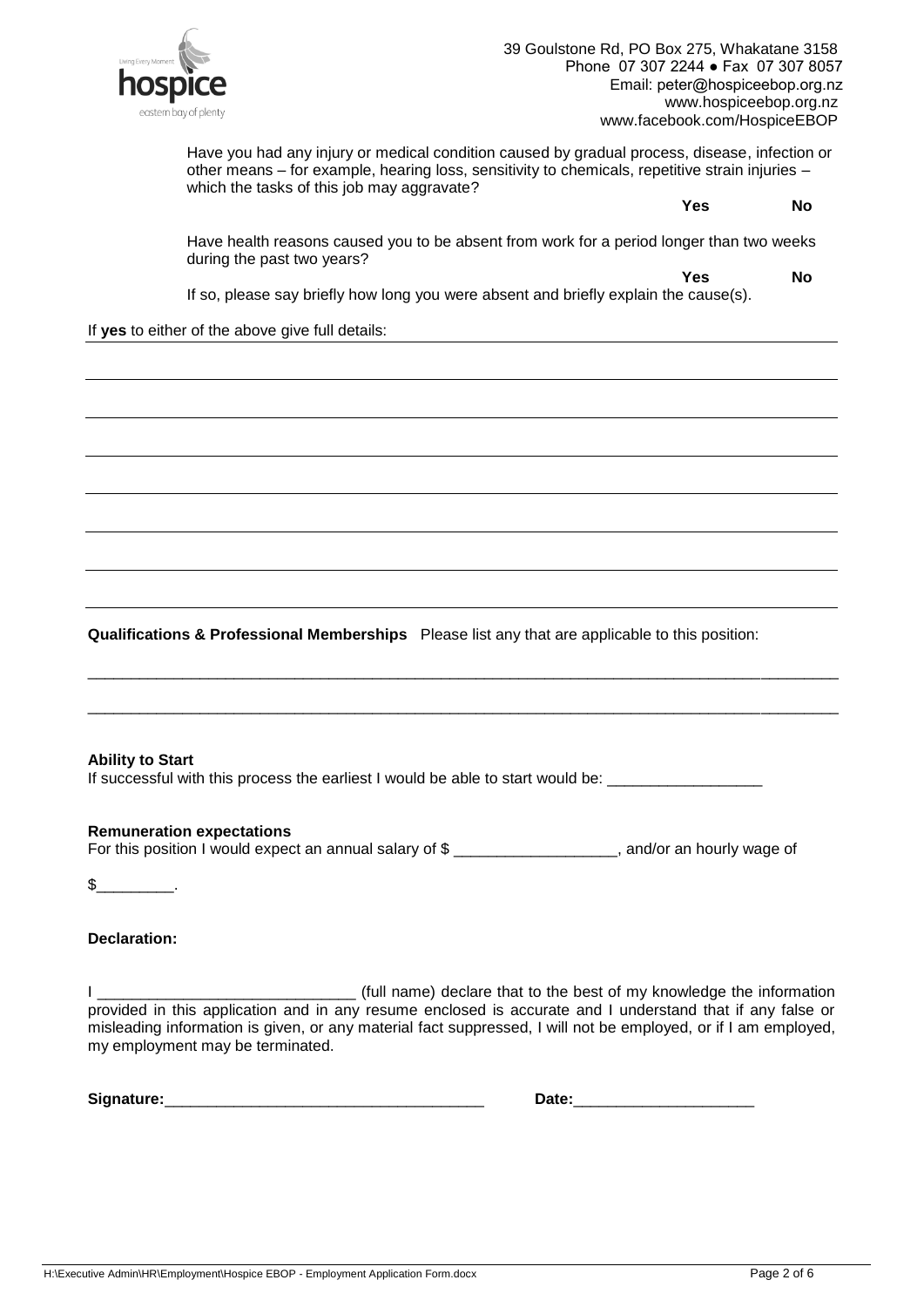39 Goulstone Rd, PO Box 275, Whakatane 3158
Phone 07 307 2244 ● Fax 07 307 8057
Email: peter@hospiceebop.org.nz
www.hospiceebop.org.nz
www.facebook.com/HospiceEBOP

Have you had any injury or medical condition caused by gradual process, disease, infection or other means – for example, hearing loss, sensitivity to chemicals, repetitive strain injuries – which the tasks of this job may aggravate?

**Yes** **No**

Have health reasons caused you to be absent from work for a period longer than two weeks during the past two years?

**Yes** **No**

If so, please say briefly how long you were absent and briefly explain the cause(s).

If **yes** to either of the above give full details:

**Qualifications & Professional Memberships** Please list any that are applicable to this position:

___________________________________________________________________________________________

___________________________________________________________________________________________

**Ability to Start**

If successful with this process the earliest I would be able to start would be: __________________

**Remuneration expectations**

For this position I would expect an annual salary of $ ___________________, and/or an hourly wage of $_________.

**Declaration:**

I ______________________________ (full name) declare that to the best of my knowledge the information provided in this application and in any resume enclosed is accurate and I understand that if any false or misleading information is given, or any material fact suppressed, I will not be employed, or if I am employed, my employment may be terminated.

**Signature:**_____________________________________ **Date:**_____________________

H:\Executive Admin\HR\Employment\Hospice EBOP - Employment Application Form.docx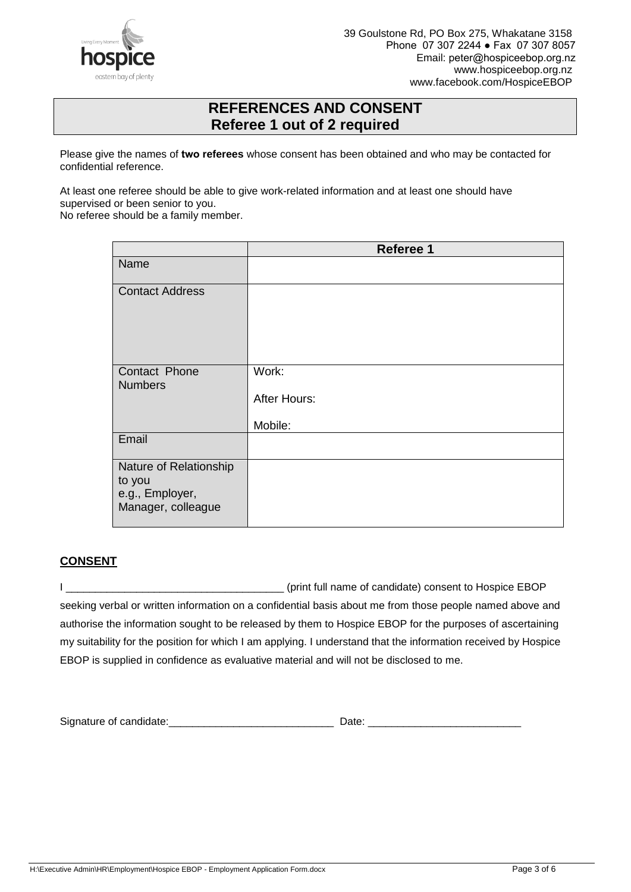39 Goulstone Rd, PO Box 275, Whakatane 3158
Phone 07 307 2244 ● Fax 07 307 8057
Email: peter@hospiceebop.org.nz
www.hospiceebop.org.nz
www.facebook.com/HospiceEBOP

## REFERENCES AND CONSENT
### Referee 1 out of 2 required

Please give the names of **two referees** whose consent has been obtained and who may be contacted for confidential reference.

At least one referee should be able to give work-related information and at least one should have supervised or been senior to you.
No referee should be a family member.

| | **Referee 1** |
|---|---|
| Name | |
| Contact Address | |
| Contact Phone Numbers | Work:<br>After Hours:<br>Mobile: |
| Email | |
| Nature of Relationship to you e.g., Employer, Manager, colleague | |

## CONSENT

I _____________________________________ (print full name of candidate) consent to Hospice EBOP seeking verbal or written information on a confidential basis about me from those people named above and authorise the information sought to be released by them to Hospice EBOP for the purposes of ascertaining my suitability for the position for which I am applying. I understand that the information received by Hospice EBOP is supplied in confidence as evaluative material and will not be disclosed to me.

Signature of candidate:____________________________ Date: __________________________

H:\Executive Admin\HR\Employment\Hospice EBOP - Employment Application Form.docx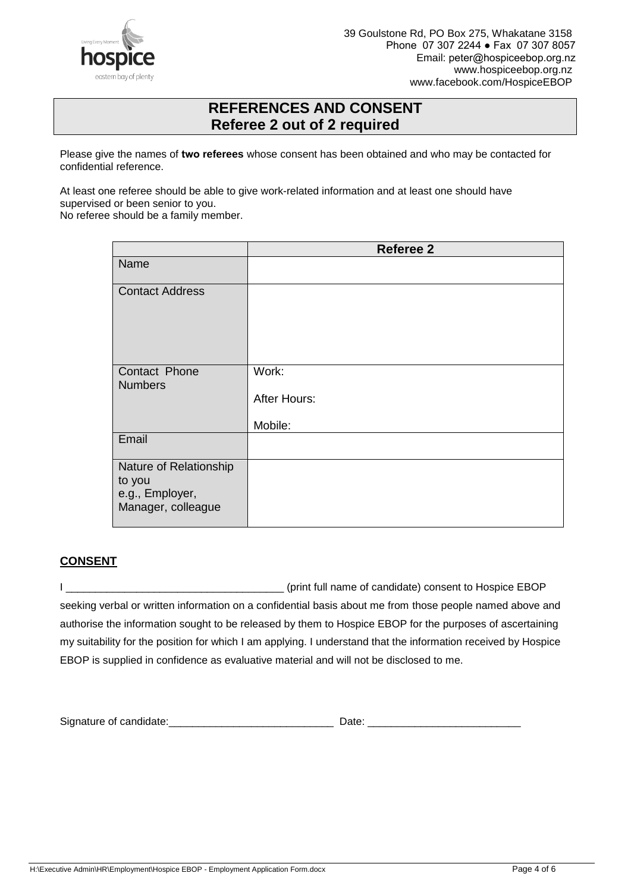39 Goulstone Rd, PO Box 275, Whakatane 3158
Phone 07 307 2244 ● Fax 07 307 8057
Email: peter@hospiceebop.org.nz
www.hospiceebop.org.nz
www.facebook.com/HospiceEBOP

## REFERENCES AND CONSENT
## Referee 2 out of 2 required

Please give the names of **two referees** whose consent has been obtained and who may be contacted for confidential reference.

At least one referee should be able to give work-related information and at least one should have supervised or been senior to you.
No referee should be a family member.

| | **Referee 2** |
|---|---|
| Name | |
| Contact Address | |
| Contact Phone Numbers | Work:<br><br>After Hours:<br><br>Mobile: |
| Email | |
| Nature of Relationship to you e.g., Employer, Manager, colleague | |

### CONSENT

I ______________________________________ (print full name of candidate) consent to Hospice EBOP seeking verbal or written information on a confidential basis about me from those people named above and authorise the information sought to be released by them to Hospice EBOP for the purposes of ascertaining my suitability for the position for which I am applying. I understand that the information received by Hospice EBOP is supplied in confidence as evaluative material and will not be disclosed to me.

Signature of candidate:_____________________________ Date: __________________________